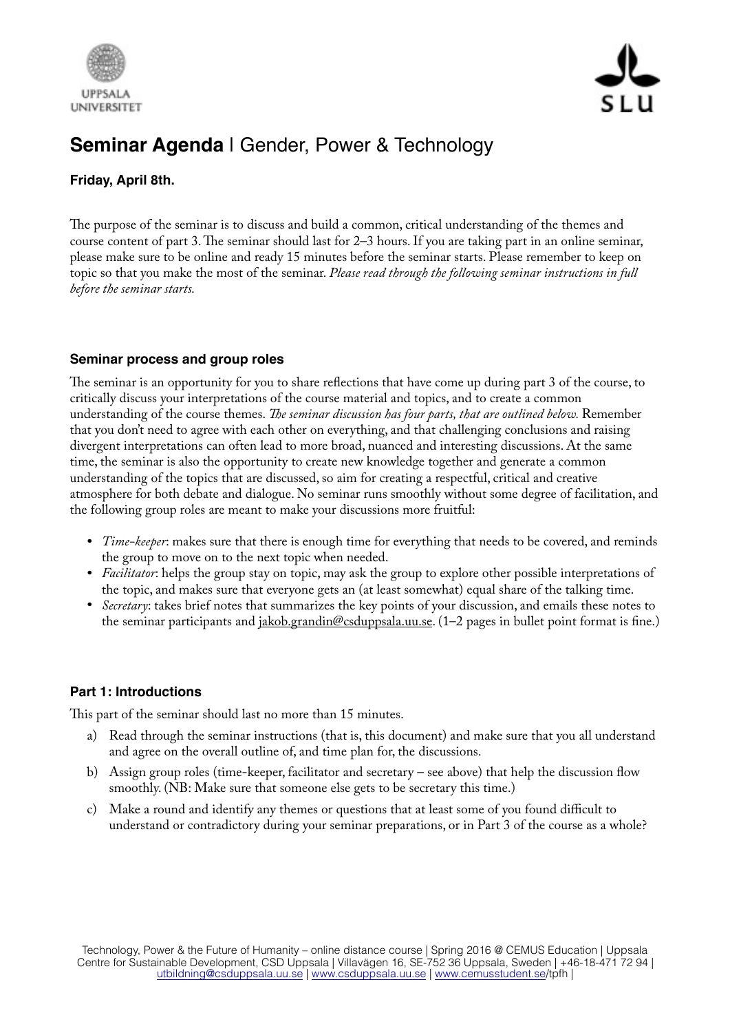# **Seminar Agenda** | Gender, Power & Technology

**Friday, April 8th.**

The purpose of the seminar is to discuss and build a common, critical understanding of the themes and course content of part 3. The seminar should last for 2–3 hours. If you are taking part in an online seminar, please make sure to be online and ready 15 minutes before the seminar starts. Please remember to keep on topic so that you make the most of the seminar. *Please read through the following seminar instructions in full before the seminar starts.*

### Seminar process and group roles

The seminar is an opportunity for you to share reflections that have come up during part 3 of the course, to critically discuss your interpretations of the course material and topics, and to create a common understanding of the course themes. *The seminar discussion has four parts, that are outlined below.* Remember that you don't need to agree with each other on everything, and that challenging conclusions and raising divergent interpretations can often lead to more broad, nuanced and interesting discussions. At the same time, the seminar is also the opportunity to create new knowledge together and generate a common understanding of the topics that are discussed, so aim for creating a respectful, critical and creative atmosphere for both debate and dialogue. No seminar runs smoothly without some degree of facilitation, and the following group roles are meant to make your discussions more fruitful:

- *Time-keeper*: makes sure that there is enough time for everything that needs to be covered, and reminds the group to move on to the next topic when needed.
- *Facilitator*: helps the group stay on topic, may ask the group to explore other possible interpretations of the topic, and makes sure that everyone gets an (at least somewhat) equal share of the talking time.
- *Secretary*: takes brief notes that summarizes the key points of your discussion, and emails these notes to the seminar participants and jakob.grandin@csduppsala.uu.se. (1–2 pages in bullet point format is fine.)

### Part 1: Introductions

This part of the seminar should last no more than 15 minutes.

a) Read through the seminar instructions (that is, this document) and make sure that you all understand and agree on the overall outline of, and time plan for, the discussions.

b) Assign group roles (time-keeper, facilitator and secretary – see above) that help the discussion flow smoothly. (NB: Make sure that someone else gets to be secretary this time.)

c) Make a round and identify any themes or questions that at least some of you found difficult to understand or contradictory during your seminar preparations, or in Part 3 of the course as a whole?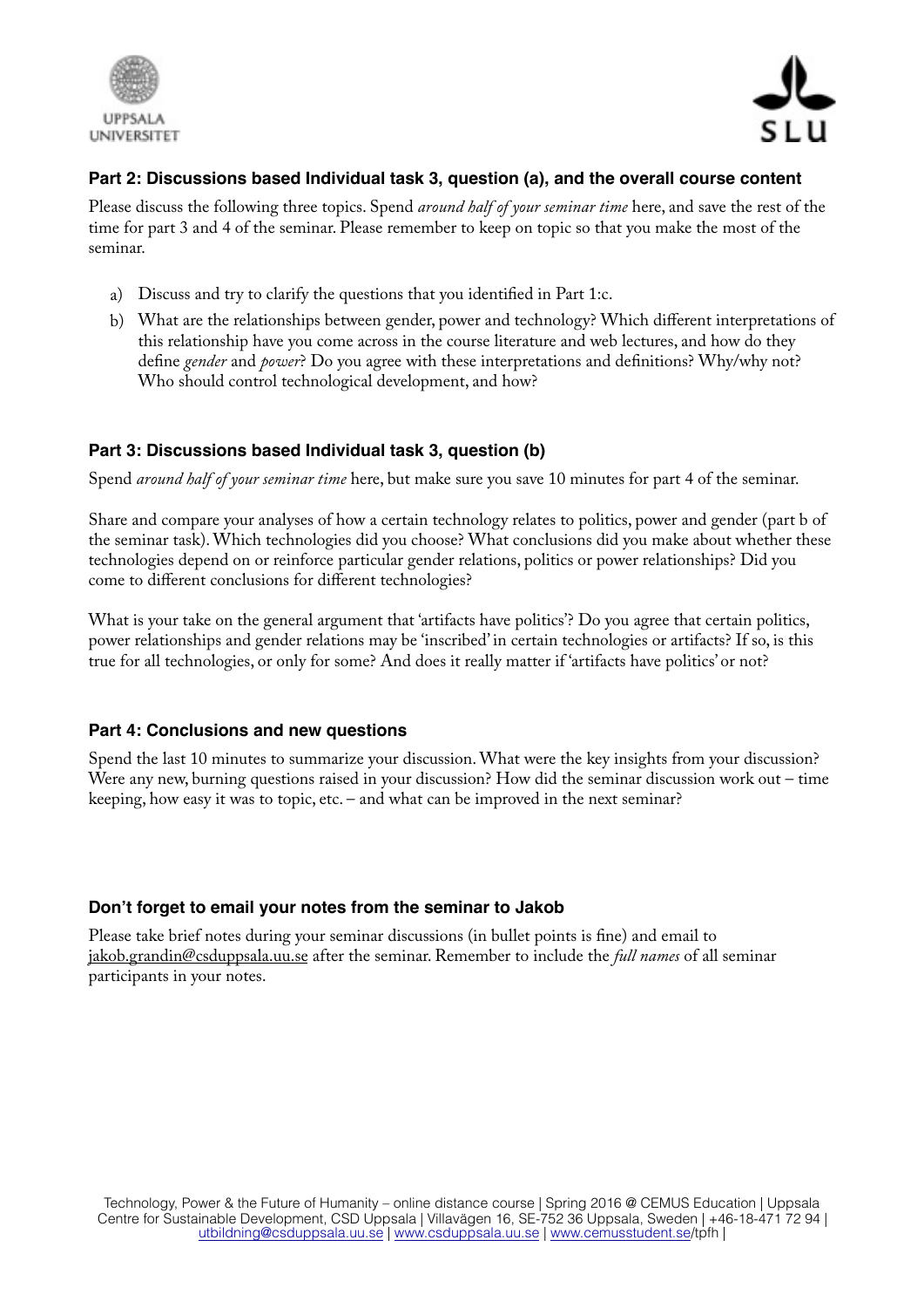## Part 2: Discussions based Individual task 3, question (a), and the overall course content

Please discuss the following three topics. Spend *around half of your seminar time* here, and save the rest of the time for part 3 and 4 of the seminar. Please remember to keep on topic so that you make the most of the seminar.

a) Discuss and try to clarify the questions that you identified in Part 1:c.

b) What are the relationships between gender, power and technology? Which different interpretations of this relationship have you come across in the course literature and web lectures, and how do they define *gender* and *power*? Do you agree with these interpretations and definitions? Why/why not? Who should control technological development, and how?

## Part 3: Discussions based Individual task 3, question (b)

Spend *around half of your seminar time* here, but make sure you save 10 minutes for part 4 of the seminar.

Share and compare your analyses of how a certain technology relates to politics, power and gender (part b of the seminar task). Which technologies did you choose? What conclusions did you make about whether these technologies depend on or reinforce particular gender relations, politics or power relationships? Did you come to different conclusions for different technologies?

What is your take on the general argument that 'artifacts have politics'? Do you agree that certain politics, power relationships and gender relations may be 'inscribed' in certain technologies or artifacts? If so, is this true for all technologies, or only for some? And does it really matter if 'artifacts have politics' or not?

## Part 4: Conclusions and new questions

Spend the last 10 minutes to summarize your discussion. What were the key insights from your discussion? Were any new, burning questions raised in your discussion? How did the seminar discussion work out – time keeping, how easy it was to topic, etc. – and what can be improved in the next seminar?

## Don't forget to email your notes from the seminar to Jakob

Please take brief notes during your seminar discussions (in bullet points is fine) and email to jakob.grandin@csduppsala.uu.se after the seminar. Remember to include the *full names* of all seminar participants in your notes.